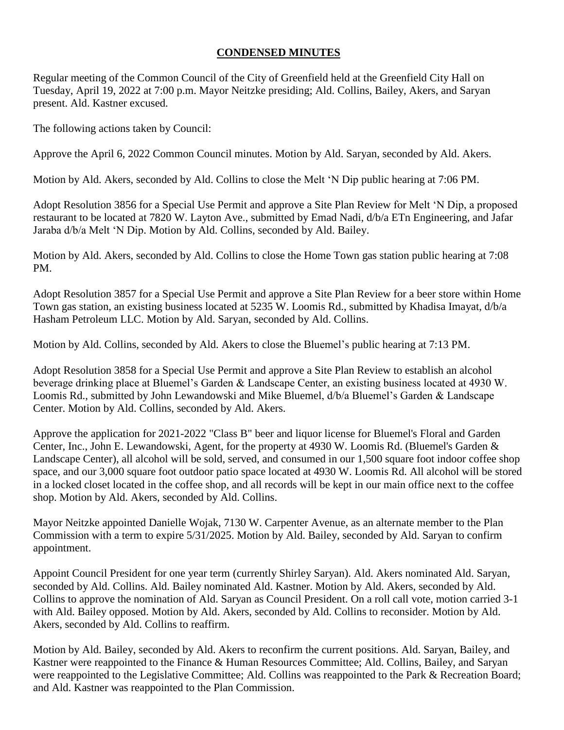# **CONDENSED MINUTES**

Regular meeting of the Common Council of the City of Greenfield held at the Greenfield City Hall on Tuesday, April 19, 2022 at 7:00 p.m. Mayor Neitzke presiding; Ald. Collins, Bailey, Akers, and Saryan present. Ald. Kastner excused.

The following actions taken by Council:

Approve the April 6, 2022 Common Council minutes. Motion by Ald. Saryan, seconded by Ald. Akers.

Motion by Ald. Akers, seconded by Ald. Collins to close the Melt 'N Dip public hearing at 7:06 PM.

Adopt Resolution 3856 for a Special Use Permit and approve a Site Plan Review for Melt 'N Dip, a proposed restaurant to be located at 7820 W. Layton Ave., submitted by Emad Nadi, d/b/a ETn Engineering, and Jafar Jaraba d/b/a Melt 'N Dip. Motion by Ald. Collins, seconded by Ald. Bailey.

Motion by Ald. Akers, seconded by Ald. Collins to close the Home Town gas station public hearing at 7:08 PM.

Adopt Resolution 3857 for a Special Use Permit and approve a Site Plan Review for a beer store within Home Town gas station, an existing business located at 5235 W. Loomis Rd., submitted by Khadisa Imayat, d/b/a Hasham Petroleum LLC. Motion by Ald. Saryan, seconded by Ald. Collins.

Motion by Ald. Collins, seconded by Ald. Akers to close the Bluemel's public hearing at 7:13 PM.

Adopt Resolution 3858 for a Special Use Permit and approve a Site Plan Review to establish an alcohol beverage drinking place at Bluemel's Garden & Landscape Center, an existing business located at 4930 W. Loomis Rd., submitted by John Lewandowski and Mike Bluemel, d/b/a Bluemel's Garden & Landscape Center. Motion by Ald. Collins, seconded by Ald. Akers.

Approve the application for 2021-2022 "Class B" beer and liquor license for Bluemel's Floral and Garden Center, Inc., John E. Lewandowski, Agent, for the property at 4930 W. Loomis Rd. (Bluemel's Garden & Landscape Center), all alcohol will be sold, served, and consumed in our 1,500 square foot indoor coffee shop space, and our 3,000 square foot outdoor patio space located at 4930 W. Loomis Rd. All alcohol will be stored in a locked closet located in the coffee shop, and all records will be kept in our main office next to the coffee shop. Motion by Ald. Akers, seconded by Ald. Collins.

Mayor Neitzke appointed Danielle Wojak, 7130 W. Carpenter Avenue, as an alternate member to the Plan Commission with a term to expire 5/31/2025. Motion by Ald. Bailey, seconded by Ald. Saryan to confirm appointment.

Appoint Council President for one year term (currently Shirley Saryan). Ald. Akers nominated Ald. Saryan, seconded by Ald. Collins. Ald. Bailey nominated Ald. Kastner. Motion by Ald. Akers, seconded by Ald. Collins to approve the nomination of Ald. Saryan as Council President. On a roll call vote, motion carried 3-1 with Ald. Bailey opposed. Motion by Ald. Akers, seconded by Ald. Collins to reconsider. Motion by Ald. Akers, seconded by Ald. Collins to reaffirm.

Motion by Ald. Bailey, seconded by Ald. Akers to reconfirm the current positions. Ald. Saryan, Bailey, and Kastner were reappointed to the Finance & Human Resources Committee; Ald. Collins, Bailey, and Saryan were reappointed to the Legislative Committee; Ald. Collins was reappointed to the Park & Recreation Board; and Ald. Kastner was reappointed to the Plan Commission.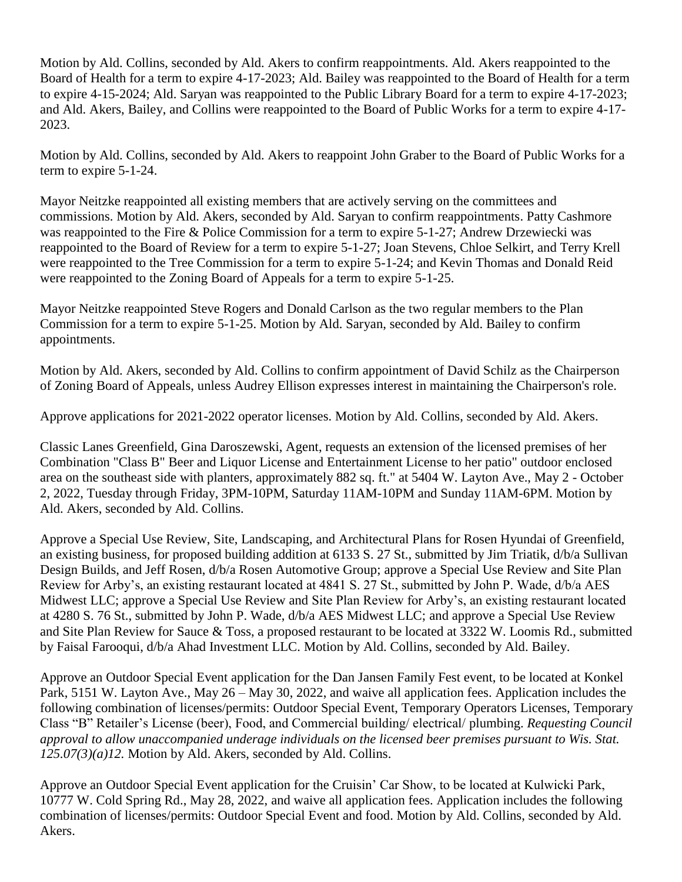Motion by Ald. Collins, seconded by Ald. Akers to confirm reappointments. Ald. Akers reappointed to the Board of Health for a term to expire 4-17-2023; Ald. Bailey was reappointed to the Board of Health for a term to expire 4-15-2024; Ald. Saryan was reappointed to the Public Library Board for a term to expire 4-17-2023; and Ald. Akers, Bailey, and Collins were reappointed to the Board of Public Works for a term to expire 4-17-2023.

Motion by Ald. Collins, seconded by Ald. Akers to reappoint John Graber to the Board of Public Works for a term to expire 5-1-24.

Mayor Neitzke reappointed all existing members that are actively serving on the committees and commissions. Motion by Ald. Akers, seconded by Ald. Saryan to confirm reappointments. Patty Cashmore was reappointed to the Fire & Police Commission for a term to expire 5-1-27; Andrew Drzewiecki was reappointed to the Board of Review for a term to expire 5-1-27; Joan Stevens, Chloe Selkirt, and Terry Krell were reappointed to the Tree Commission for a term to expire 5-1-24; and Kevin Thomas and Donald Reid were reappointed to the Zoning Board of Appeals for a term to expire 5-1-25.

Mayor Neitzke reappointed Steve Rogers and Donald Carlson as the two regular members to the Plan Commission for a term to expire 5-1-25. Motion by Ald. Saryan, seconded by Ald. Bailey to confirm appointments.

Motion by Ald. Akers, seconded by Ald. Collins to confirm appointment of David Schilz as the Chairperson of Zoning Board of Appeals, unless Audrey Ellison expresses interest in maintaining the Chairperson's role.

Approve applications for 2021-2022 operator licenses. Motion by Ald. Collins, seconded by Ald. Akers.

Classic Lanes Greenfield, Gina Daroszewski, Agent, requests an extension of the licensed premises of her Combination "Class B" Beer and Liquor License and Entertainment License to her patio" outdoor enclosed area on the southeast side with planters, approximately 882 sq. ft." at 5404 W. Layton Ave., May 2 - October 2, 2022, Tuesday through Friday, 3PM-10PM, Saturday 11AM-10PM and Sunday 11AM-6PM. Motion by Ald. Akers, seconded by Ald. Collins.

Approve a Special Use Review, Site, Landscaping, and Architectural Plans for Rosen Hyundai of Greenfield, an existing business, for proposed building addition at 6133 S. 27 St., submitted by Jim Triatik, d/b/a Sullivan Design Builds, and Jeff Rosen, d/b/a Rosen Automotive Group; approve a Special Use Review and Site Plan Review for Arby's, an existing restaurant located at 4841 S. 27 St., submitted by John P. Wade, d/b/a AES Midwest LLC; approve a Special Use Review and Site Plan Review for Arby's, an existing restaurant located at 4280 S. 76 St., submitted by John P. Wade, d/b/a AES Midwest LLC; and approve a Special Use Review and Site Plan Review for Sauce & Toss, a proposed restaurant to be located at 3322 W. Loomis Rd., submitted by Faisal Farooqui, d/b/a Ahad Investment LLC. Motion by Ald. Collins, seconded by Ald. Bailey.

Approve an Outdoor Special Event application for the Dan Jansen Family Fest event, to be located at Konkel Park, 5151 W. Layton Ave., May 26 – May 30, 2022, and waive all application fees. Application includes the following combination of licenses/permits: Outdoor Special Event, Temporary Operators Licenses, Temporary Class "B" Retailer's License (beer), Food, and Commercial building/ electrical/ plumbing. *Requesting Council approval to allow unaccompanied underage individuals on the licensed beer premises pursuant to Wis. Stat. 125.07(3)(a)12.* Motion by Ald. Akers, seconded by Ald. Collins.

Approve an Outdoor Special Event application for the Cruisin' Car Show, to be located at Kulwicki Park, 10777 W. Cold Spring Rd., May 28, 2022, and waive all application fees. Application includes the following combination of licenses/permits: Outdoor Special Event and food. Motion by Ald. Collins, seconded by Ald. Akers.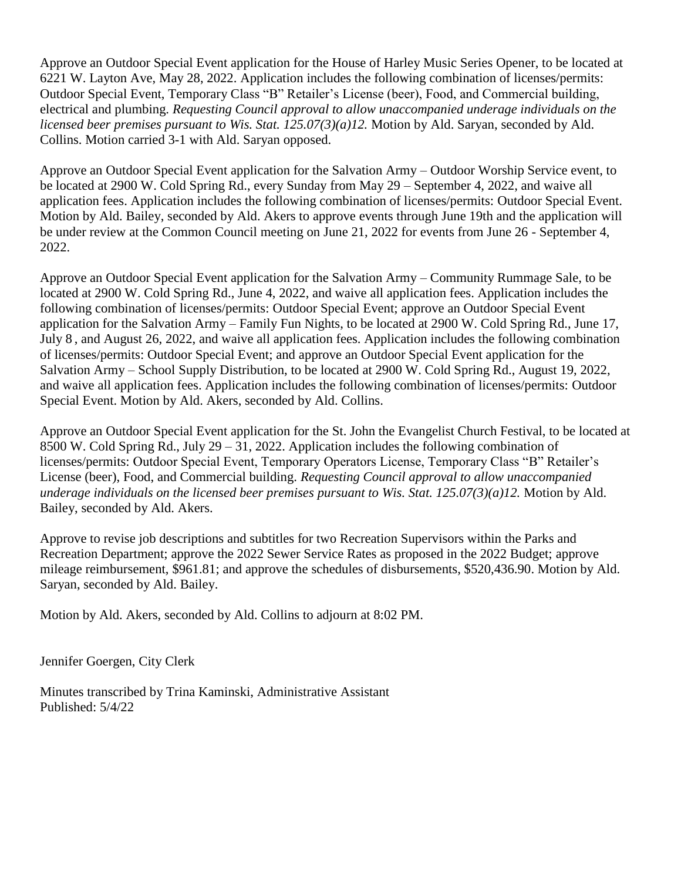Approve an Outdoor Special Event application for the House of Harley Music Series Opener, to be located at 6221 W. Layton Ave, May 28, 2022. Application includes the following combination of licenses/permits: Outdoor Special Event, Temporary Class "B" Retailer's License (beer), Food, and Commercial building, electrical and plumbing. *Requesting Council approval to allow unaccompanied underage individuals on the licensed beer premises pursuant to Wis. Stat. 125.07(3)(a)12.* Motion by Ald. Saryan, seconded by Ald. Collins. Motion carried 3-1 with Ald. Saryan opposed.

Approve an Outdoor Special Event application for the Salvation Army – Outdoor Worship Service event, to be located at 2900 W. Cold Spring Rd., every Sunday from May 29 – September 4, 2022, and waive all application fees. Application includes the following combination of licenses/permits: Outdoor Special Event. Motion by Ald. Bailey, seconded by Ald. Akers to approve events through June 19th and the application will be under review at the Common Council meeting on June 21, 2022 for events from June 26 - September 4, 2022.

Approve an Outdoor Special Event application for the Salvation Army – Community Rummage Sale, to be located at 2900 W. Cold Spring Rd., June 4, 2022, and waive all application fees. Application includes the following combination of licenses/permits: Outdoor Special Event; approve an Outdoor Special Event application for the Salvation Army – Family Fun Nights, to be located at 2900 W. Cold Spring Rd., June 17, July 8 , and August 26, 2022, and waive all application fees. Application includes the following combination of licenses/permits: Outdoor Special Event; and approve an Outdoor Special Event application for the Salvation Army – School Supply Distribution, to be located at 2900 W. Cold Spring Rd., August 19, 2022, and waive all application fees. Application includes the following combination of licenses/permits: Outdoor Special Event. Motion by Ald. Akers, seconded by Ald. Collins.

Approve an Outdoor Special Event application for the St. John the Evangelist Church Festival, to be located at 8500 W. Cold Spring Rd., July 29 – 31, 2022. Application includes the following combination of licenses/permits: Outdoor Special Event, Temporary Operators License, Temporary Class "B" Retailer's License (beer), Food, and Commercial building. *Requesting Council approval to allow unaccompanied underage individuals on the licensed beer premises pursuant to Wis. Stat. 125.07(3)(a)12.* Motion by Ald. Bailey, seconded by Ald. Akers.

Approve to revise job descriptions and subtitles for two Recreation Supervisors within the Parks and Recreation Department; approve the 2022 Sewer Service Rates as proposed in the 2022 Budget; approve mileage reimbursement, $961.81; and approve the schedules of disbursements, $520,436.90. Motion by Ald. Saryan, seconded by Ald. Bailey.

Motion by Ald. Akers, seconded by Ald. Collins to adjourn at 8:02 PM.

Jennifer Goergen, City Clerk

Minutes transcribed by Trina Kaminski, Administrative Assistant
Published: 5/4/22